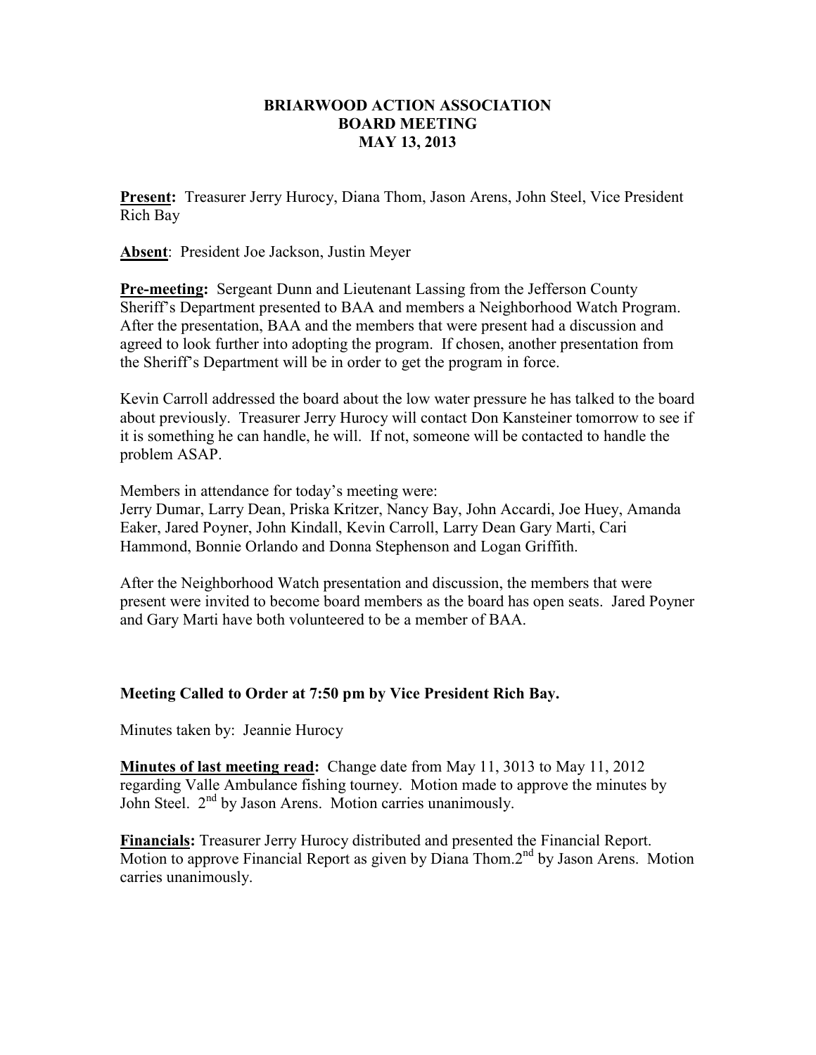# BRIARWOOD ACTION ASSOCIATION
## BOARD MEETING
## MAY 13, 2013

**Present:** Treasurer Jerry Hurocy, Diana Thom, Jason Arens, John Steel, Vice President Rich Bay

**Absent**: President Joe Jackson, Justin Meyer

**Pre-meeting:** Sergeant Dunn and Lieutenant Lassing from the Jefferson County Sheriff's Department presented to BAA and members a Neighborhood Watch Program. After the presentation, BAA and the members that were present had a discussion and agreed to look further into adopting the program. If chosen, another presentation from the Sheriff's Department will be in order to get the program in force.

Kevin Carroll addressed the board about the low water pressure he has talked to the board about previously. Treasurer Jerry Hurocy will contact Don Kansteiner tomorrow to see if it is something he can handle, he will. If not, someone will be contacted to handle the problem ASAP.

Members in attendance for today's meeting were:
Jerry Dumar, Larry Dean, Priska Kritzer, Nancy Bay, John Accardi, Joe Huey, Amanda Eaker, Jared Poyner, John Kindall, Kevin Carroll, Larry Dean Gary Marti, Cari Hammond, Bonnie Orlando and Donna Stephenson and Logan Griffith.

After the Neighborhood Watch presentation and discussion, the members that were present were invited to become board members as the board has open seats. Jared Poyner and Gary Marti have both volunteered to be a member of BAA.

**Meeting Called to Order at 7:50 pm by Vice President Rich Bay.**

Minutes taken by: Jeannie Hurocy

**Minutes of last meeting read:** Change date from May 11, 3013 to May 11, 2012 regarding Valle Ambulance fishing tourney. Motion made to approve the minutes by John Steel. 2nd by Jason Arens. Motion carries unanimously.

**Financials:** Treasurer Jerry Hurocy distributed and presented the Financial Report. Motion to approve Financial Report as given by Diana Thom. 2nd by Jason Arens. Motion carries unanimously.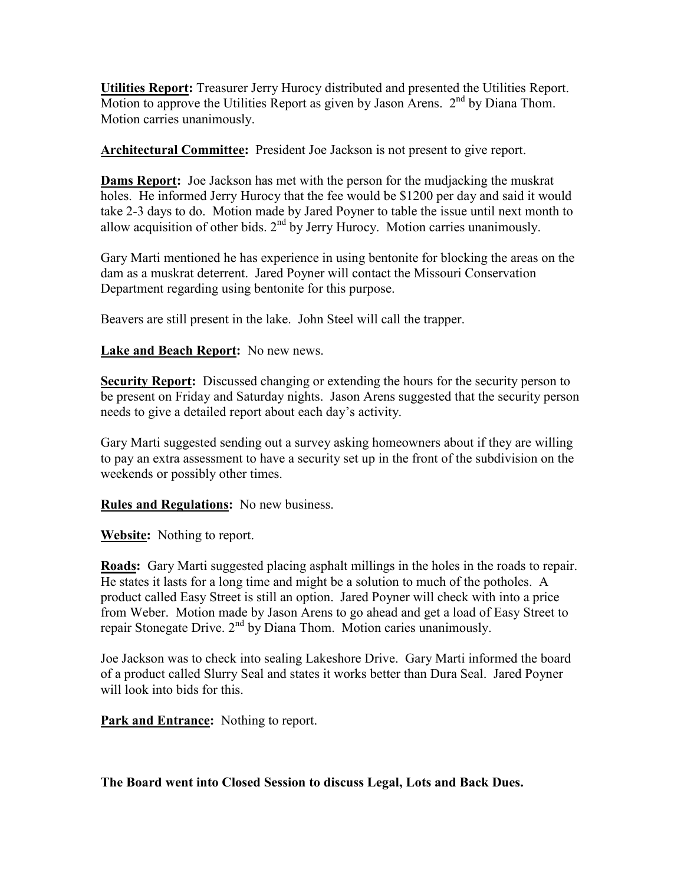**Utilities Report:** Treasurer Jerry Hurocy distributed and presented the Utilities Report. Motion to approve the Utilities Report as given by Jason Arens. 2nd by Diana Thom. Motion carries unanimously.

**Architectural Committee:** President Joe Jackson is not present to give report.

**Dams Report:** Joe Jackson has met with the person for the mudjacking the muskrat holes. He informed Jerry Hurocy that the fee would be $1200 per day and said it would take 2-3 days to do. Motion made by Jared Poyner to table the issue until next month to allow acquisition of other bids. 2nd by Jerry Hurocy. Motion carries unanimously.

Gary Marti mentioned he has experience in using bentonite for blocking the areas on the dam as a muskrat deterrent. Jared Poyner will contact the Missouri Conservation Department regarding using bentonite for this purpose.

Beavers are still present in the lake. John Steel will call the trapper.

**Lake and Beach Report:** No new news.

**Security Report:** Discussed changing or extending the hours for the security person to be present on Friday and Saturday nights. Jason Arens suggested that the security person needs to give a detailed report about each day's activity.

Gary Marti suggested sending out a survey asking homeowners about if they are willing to pay an extra assessment to have a security set up in the front of the subdivision on the weekends or possibly other times.

**Rules and Regulations:** No new business.

**Website:** Nothing to report.

**Roads:** Gary Marti suggested placing asphalt millings in the holes in the roads to repair. He states it lasts for a long time and might be a solution to much of the potholes. A product called Easy Street is still an option. Jared Poyner will check with into a price from Weber. Motion made by Jason Arens to go ahead and get a load of Easy Street to repair Stonegate Drive. 2nd by Diana Thom. Motion caries unanimously.

Joe Jackson was to check into sealing Lakeshore Drive. Gary Marti informed the board of a product called Slurry Seal and states it works better than Dura Seal. Jared Poyner will look into bids for this.

**Park and Entrance:** Nothing to report.

**The Board went into Closed Session to discuss Legal, Lots and Back Dues.**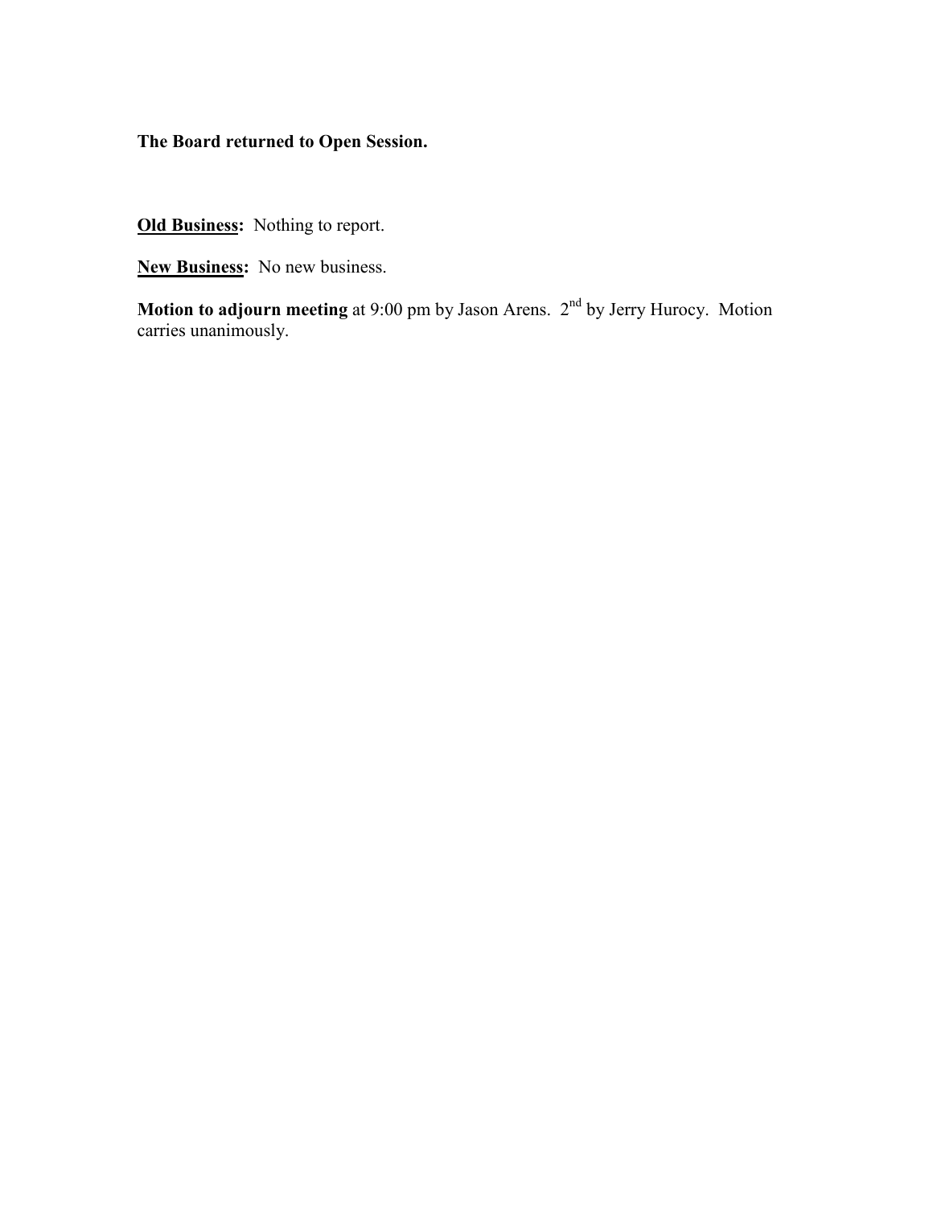**The Board returned to Open Session.**

**Old Business:** Nothing to report.

**New Business:** No new business.

**Motion to adjourn meeting** at 9:00 pm by Jason Arens. 2nd by Jerry Hurocy. Motion carries unanimously.